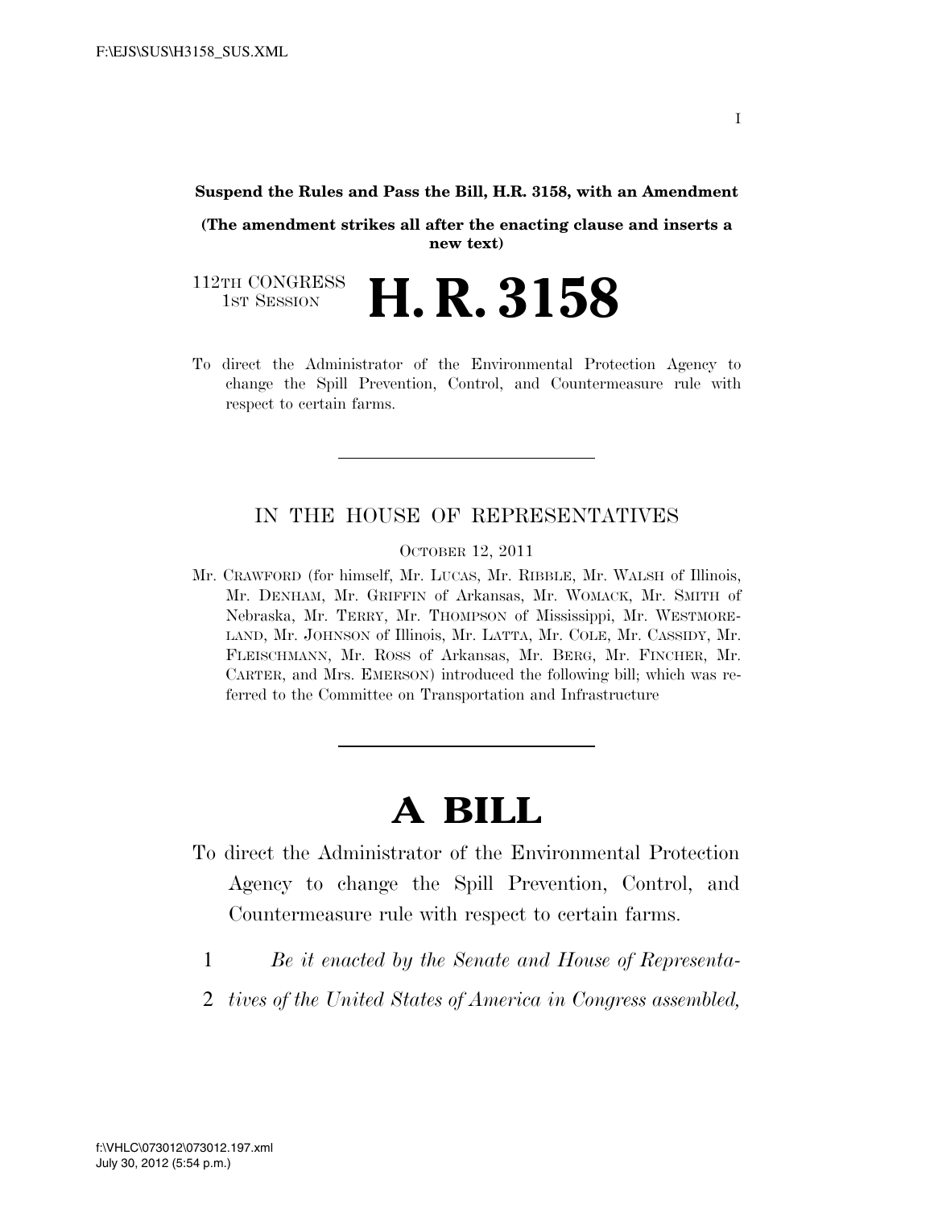**Suspend the Rules and Pass the Bill, H.R. 3158, with an Amendment**

**(The amendment strikes all after the enacting clause and inserts a new text)**

112TH CONGRESS
1ST SESSION

# H. R. 3158

To direct the Administrator of the Environmental Protection Agency to change the Spill Prevention, Control, and Countermeasure rule with respect to certain farms.

---

IN THE HOUSE OF REPRESENTATIVES

OCTOBER 12, 2011

Mr. CRAWFORD (for himself, Mr. LUCAS, Mr. RIBBLE, Mr. WALSH of Illinois, Mr. DENHAM, Mr. GRIFFIN of Arkansas, Mr. WOMACK, Mr. SMITH of Nebraska, Mr. TERRY, Mr. THOMPSON of Mississippi, Mr. WESTMORELAND, Mr. JOHNSON of Illinois, Mr. LATTA, Mr. COLE, Mr. CASSIDY, Mr. FLEISCHMANN, Mr. ROSS of Arkansas, Mr. BERG, Mr. FINCHER, Mr. CARTER, and Mrs. EMERSON) introduced the following bill; which was referred to the Committee on Transportation and Infrastructure

---

# A BILL

To direct the Administrator of the Environmental Protection Agency to change the Spill Prevention, Control, and Countermeasure rule with respect to certain farms.

1 *Be it enacted by the Senate and House of Representa-*
2 *tives of the United States of America in Congress assembled,*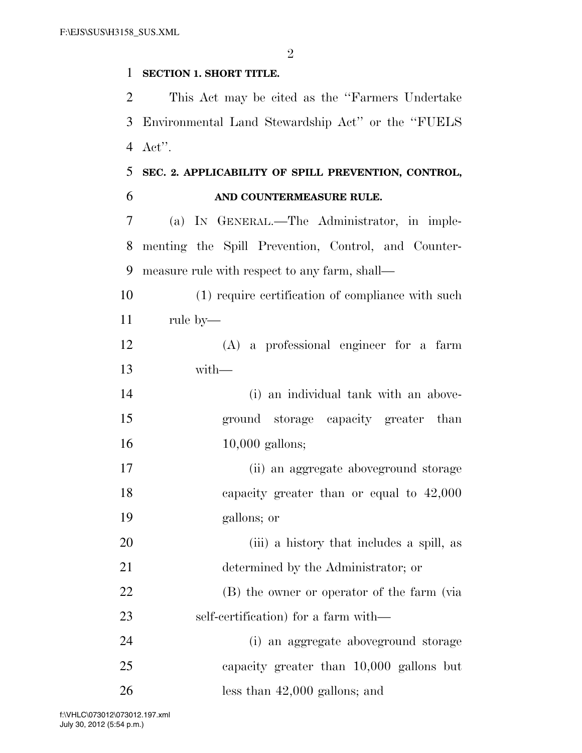**SECTION 1. SHORT TITLE.**

This Act may be cited as the "Farmers Undertake Environmental Land Stewardship Act" or the "FUELS Act".

**SEC. 2. APPLICABILITY OF SPILL PREVENTION, CONTROL, AND COUNTERMEASURE RULE.**

(a) IN GENERAL.—The Administrator, in implementing the Spill Prevention, Control, and Countermeasure rule with respect to any farm, shall—

(1) require certification of compliance with such rule by—

(A) a professional engineer for a farm with—

(i) an individual tank with an aboveground storage capacity greater than 10,000 gallons;

(ii) an aggregate aboveground storage capacity greater than or equal to 42,000 gallons; or

(iii) a history that includes a spill, as determined by the Administrator; or

(B) the owner or operator of the farm (via self-certification) for a farm with—

(i) an aggregate aboveground storage capacity greater than 10,000 gallons but less than 42,000 gallons; and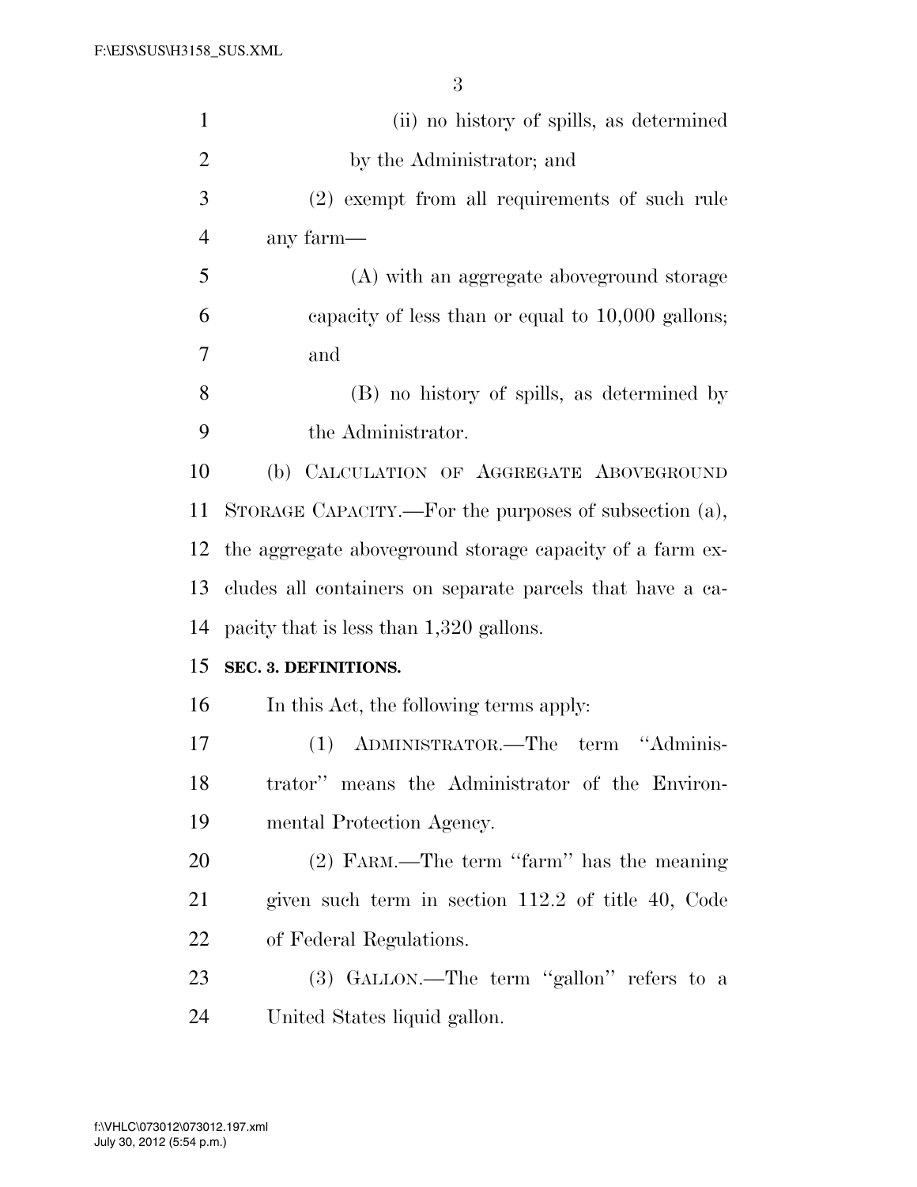(ii) no history of spills, as determined by the Administrator; and

(2) exempt from all requirements of such rule any farm—

(A) with an aggregate aboveground storage capacity of less than or equal to 10,000 gallons; and

(B) no history of spills, as determined by the Administrator.

(b) CALCULATION OF AGGREGATE ABOVEGROUND STORAGE CAPACITY.—For the purposes of subsection (a), the aggregate aboveground storage capacity of a farm excludes all containers on separate parcels that have a capacity that is less than 1,320 gallons.

**SEC. 3. DEFINITIONS.**

In this Act, the following terms apply:

(1) ADMINISTRATOR.—The term ''Administrator'' means the Administrator of the Environmental Protection Agency.

(2) FARM.—The term ''farm'' has the meaning given such term in section 112.2 of title 40, Code of Federal Regulations.

(3) GALLON.—The term ''gallon'' refers to a United States liquid gallon.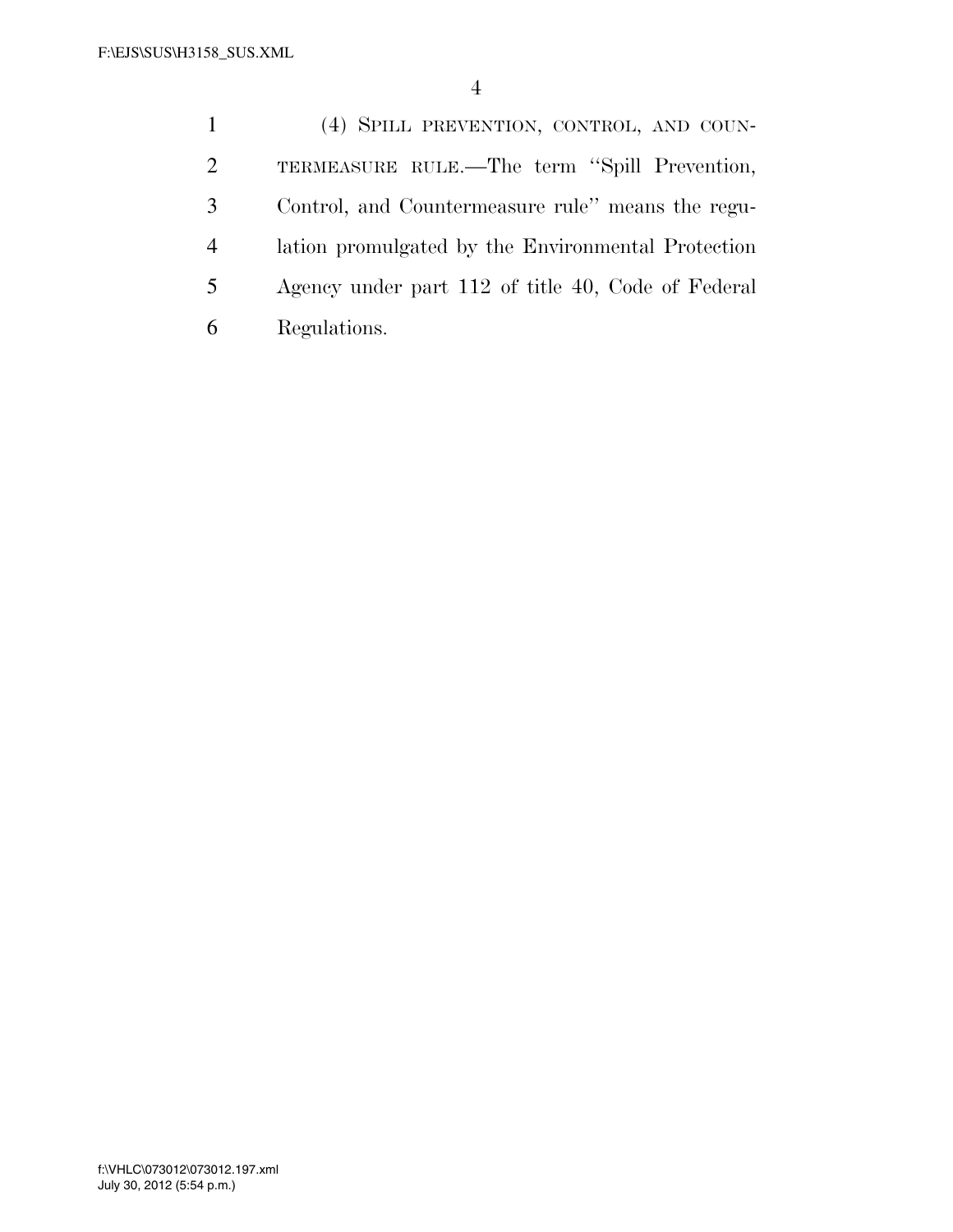(4) SPILL PREVENTION, CONTROL, AND COUNTERMEASURE RULE.—The term "Spill Prevention, Control, and Countermeasure rule" means the regulation promulgated by the Environmental Protection Agency under part 112 of title 40, Code of Federal Regulations.